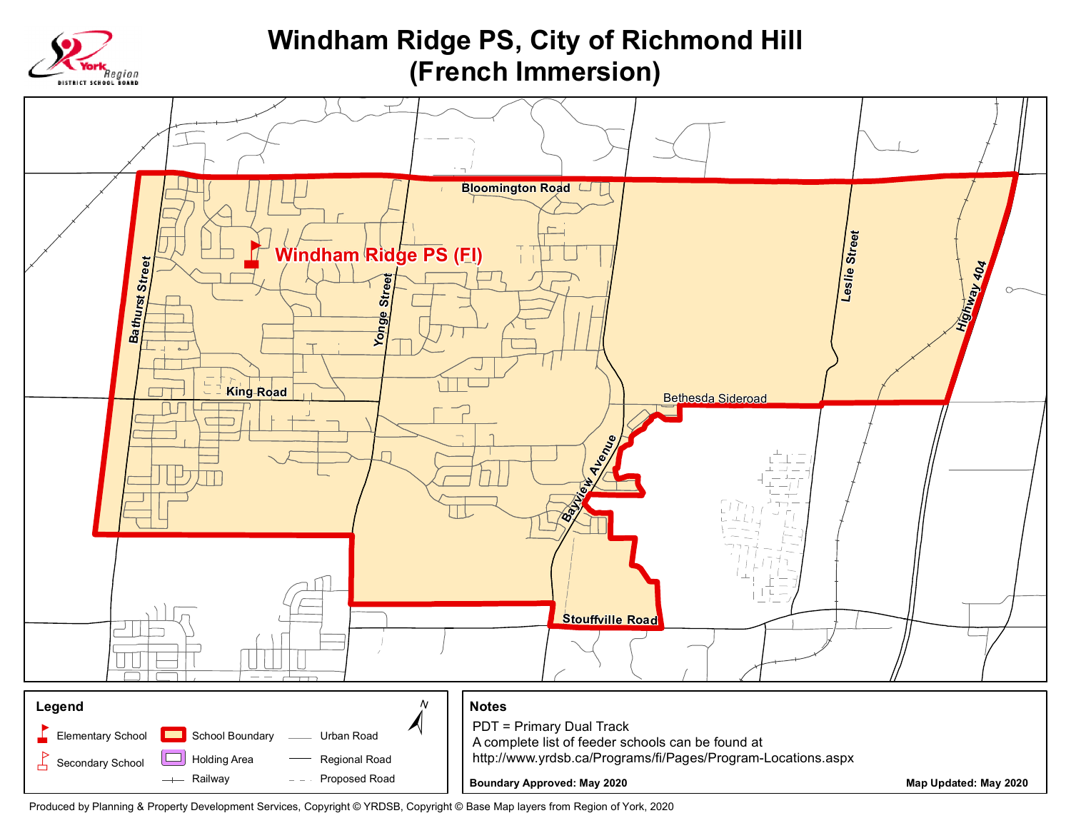# Windham Ridge PS, City of Richmond Hill (French Immersion)

York Region District School Board

Windham Ridge PS (FI)

Bloomington Road
Bathurst Street
Yonge Street
Leslie Street
Highway 404
King Road
Bethesda Sideroad
Bayview Avenue
Stouffville Road

## Legend

- Elementary School
- Secondary School
- School Boundary
- Holding Area
- Railway
- Urban Road
- Regional Road
- Proposed Road

## Notes

PDT = Primary Dual Track

A complete list of feeder schools can be found at http://www.yrdsb.ca/Programs/fi/Pages/Program-Locations.aspx

**Boundary Approved: May 2020**

**Map Updated: May 2020**

Produced by Planning & Property Development Services, Copyright © YRDSB, Copyright © Base Map layers from Region of York, 2020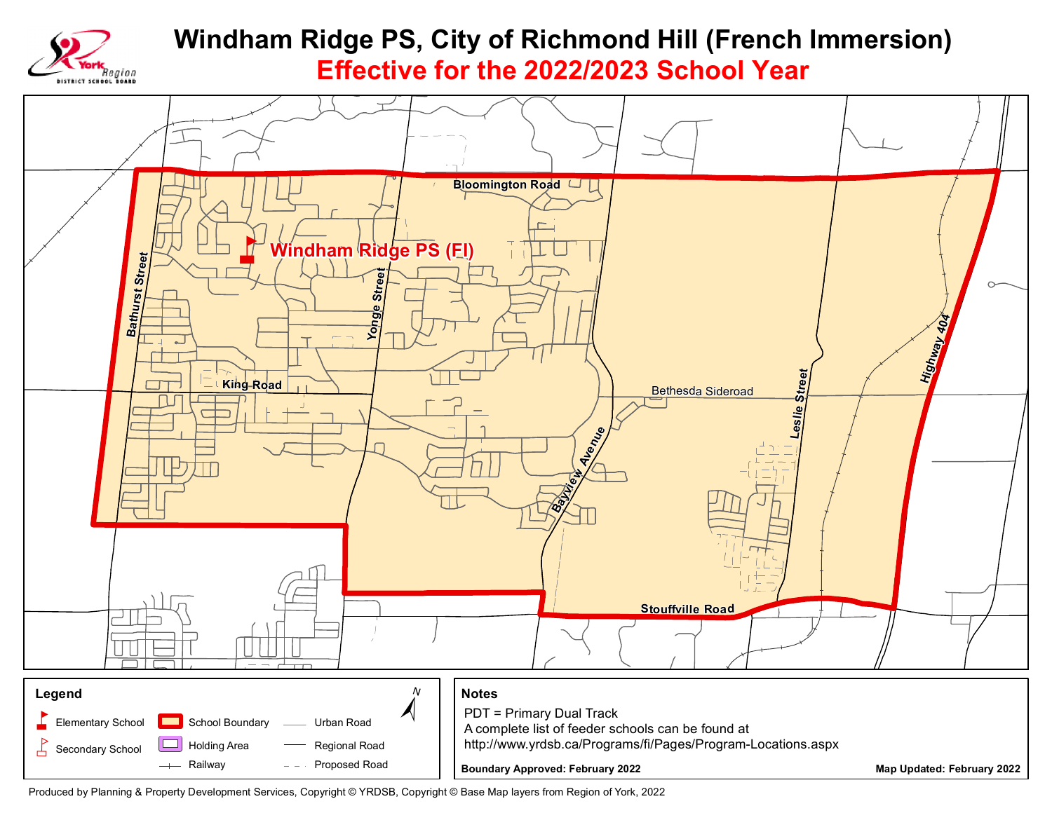# Windham Ridge PS, City of Richmond Hill (French Immersion)

## Effective for the 2022/2023 School Year

York Region District School Board

Windham Ridge PS (FI)

Bloomington Road

Bathurst Street

Yonge Street

King Road

Bethesda Sideroad

Bayview Avenue

Leslie Street

Highway 404

Stouffville Road

**Legend**

- Elementary School
- Secondary School
- School Boundary
- Holding Area
- Railway
- Urban Road
- Regional Road
- Proposed Road

N

**Notes**

PDT = Primary Dual Track

A complete list of feeder schools can be found at

http://www.yrdsb.ca/Programs/fi/Pages/Program-Locations.aspx

**Boundary Approved: February 2022**

**Map Updated: February 2022**

Produced by Planning & Property Development Services, Copyright © YRDSB, Copyright © Base Map layers from Region of York, 2022